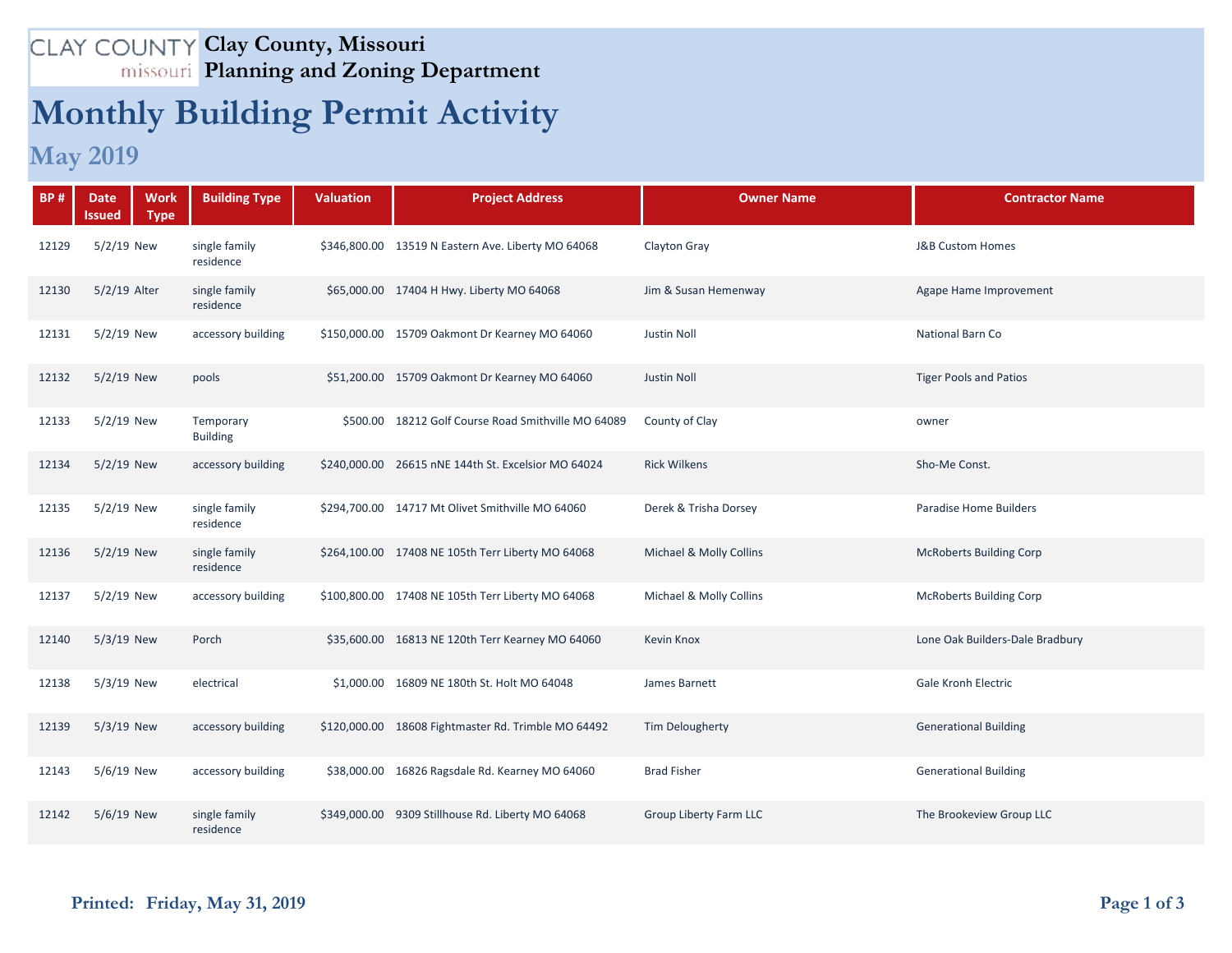CLAY COUNTY missouri

# Clay County, Missouri
## Planning and Zoning Department

# Monthly Building Permit Activity

## May 2019

| BP # | Date Issued | Work Type | Building Type | Valuation | Project Address | Owner Name | Contractor Name |
|---|---|---|---|---|---|---|---|
| 12129 | 5/2/19 | New | single family residence | $346,800.00 | 13519 N Eastern Ave. Liberty MO 64068 | Clayton Gray | J&B Custom Homes |
| 12130 | 5/2/19 | Alter | single family residence | $65,000.00 | 17404 H Hwy. Liberty MO 64068 | Jim & Susan Hemenway | Agape Hame Improvement |
| 12131 | 5/2/19 | New | accessory building | $150,000.00 | 15709 Oakmont Dr Kearney MO 64060 | Justin Noll | National Barn Co |
| 12132 | 5/2/19 | New | pools | $51,200.00 | 15709 Oakmont Dr Kearney MO 64060 | Justin Noll | Tiger Pools and Patios |
| 12133 | 5/2/19 | New | Temporary Building | $500.00 | 18212 Golf Course Road Smithville MO 64089 | County of Clay | owner |
| 12134 | 5/2/19 | New | accessory building | $240,000.00 | 26615 nNE 144th St. Excelsior MO 64024 | Rick Wilkens | Sho-Me Const. |
| 12135 | 5/2/19 | New | single family residence | $294,700.00 | 14717 Mt Olivet Smithville MO 64060 | Derek & Trisha Dorsey | Paradise Home Builders |
| 12136 | 5/2/19 | New | single family residence | $264,100.00 | 17408 NE 105th Terr Liberty MO 64068 | Michael & Molly Collins | McRoberts Building Corp |
| 12137 | 5/2/19 | New | accessory building | $100,800.00 | 17408 NE 105th Terr Liberty MO 64068 | Michael & Molly Collins | McRoberts Building Corp |
| 12140 | 5/3/19 | New | Porch | $35,600.00 | 16813 NE 120th Terr Kearney MO 64060 | Kevin Knox | Lone Oak Builders-Dale Bradbury |
| 12138 | 5/3/19 | New | electrical | $1,000.00 | 16809 NE 180th St. Holt MO 64048 | James Barnett | Gale Kronh Electric |
| 12139 | 5/3/19 | New | accessory building | $120,000.00 | 18608 Fightmaster Rd. Trimble MO 64492 | Tim Delougherty | Generational Building |
| 12143 | 5/6/19 | New | accessory building | $38,000.00 | 16826 Ragsdale Rd. Kearney MO 64060 | Brad Fisher | Generational Building |
| 12142 | 5/6/19 | New | single family residence | $349,000.00 | 9309 Stillhouse Rd. Liberty MO 64068 | Group Liberty Farm LLC | The Brookeview Group LLC |

**Printed: Friday, May 31, 2019**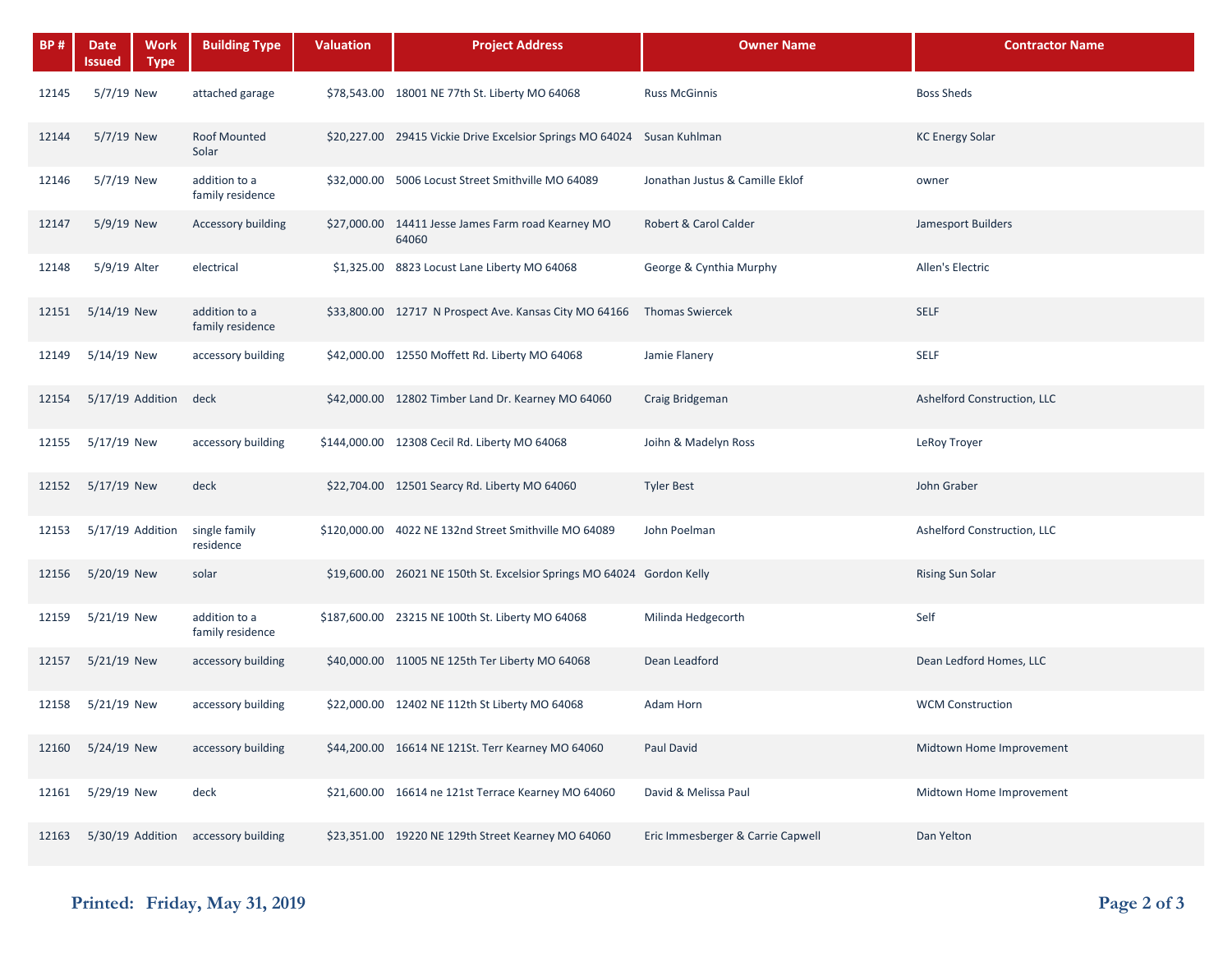| BP # | Date Issued | Work Type | Building Type | Valuation | Project Address | Owner Name | Contractor Name |
|---|---|---|---|---|---|---|---|
| 12145 | 5/7/19 | New | attached garage | $78,543.00 | 18001 NE 77th St. Liberty MO 64068 | Russ McGinnis | Boss Sheds |
| 12144 | 5/7/19 | New | Roof Mounted Solar | $20,227.00 | 29415 Vickie Drive Excelsior Springs MO 64024 | Susan Kuhlman | KC Energy Solar |
| 12146 | 5/7/19 | New | addition to a family residence | $32,000.00 | 5006 Locust Street Smithville MO 64089 | Jonathan Justus & Camille Eklof | owner |
| 12147 | 5/9/19 | New | Accessory building | $27,000.00 | 14411 Jesse James Farm road Kearney MO 64060 | Robert & Carol Calder | Jamesport Builders |
| 12148 | 5/9/19 | Alter | electrical | $1,325.00 | 8823 Locust Lane Liberty MO 64068 | George & Cynthia Murphy | Allen's Electric |
| 12151 | 5/14/19 | New | addition to a family residence | $33,800.00 | 12717 N Prospect Ave. Kansas City MO 64166 | Thomas Swiercek | SELF |
| 12149 | 5/14/19 | New | accessory building | $42,000.00 | 12550 Moffett Rd. Liberty MO 64068 | Jamie Flanery | SELF |
| 12154 | 5/17/19 | Addition | deck | $42,000.00 | 12802 Timber Land Dr. Kearney MO 64060 | Craig Bridgeman | Ashelford Construction, LLC |
| 12155 | 5/17/19 | New | accessory building | $144,000.00 | 12308 Cecil Rd. Liberty MO 64068 | Joihn & Madelyn Ross | LeRoy Troyer |
| 12152 | 5/17/19 | New | deck | $22,704.00 | 12501 Searcy Rd. Liberty MO 64060 | Tyler Best | John Graber |
| 12153 | 5/17/19 | Addition | single family residence | $120,000.00 | 4022 NE 132nd Street Smithville MO 64089 | John Poelman | Ashelford Construction, LLC |
| 12156 | 5/20/19 | New | solar | $19,600.00 | 26021 NE 150th St. Excelsior Springs MO 64024 | Gordon Kelly | Rising Sun Solar |
| 12159 | 5/21/19 | New | addition to a family residence | $187,600.00 | 23215 NE 100th St. Liberty MO 64068 | Milinda Hedgecorth | Self |
| 12157 | 5/21/19 | New | accessory building | $40,000.00 | 11005 NE 125th Ter Liberty MO 64068 | Dean Leadford | Dean Ledford Homes, LLC |
| 12158 | 5/21/19 | New | accessory building | $22,000.00 | 12402 NE 112th St Liberty MO 64068 | Adam Horn | WCM Construction |
| 12160 | 5/24/19 | New | accessory building | $44,200.00 | 16614 NE 121St. Terr Kearney MO 64060 | Paul David | Midtown Home Improvement |
| 12161 | 5/29/19 | New | deck | $21,600.00 | 16614 ne 121st Terrace Kearney MO 64060 | David & Melissa Paul | Midtown Home Improvement |
| 12163 | 5/30/19 | Addition | accessory building | $23,351.00 | 19220 NE 129th Street Kearney MO 64060 | Eric Immesberger & Carrie Capwell | Dan Yelton |

**Printed: Friday, May 31, 2019**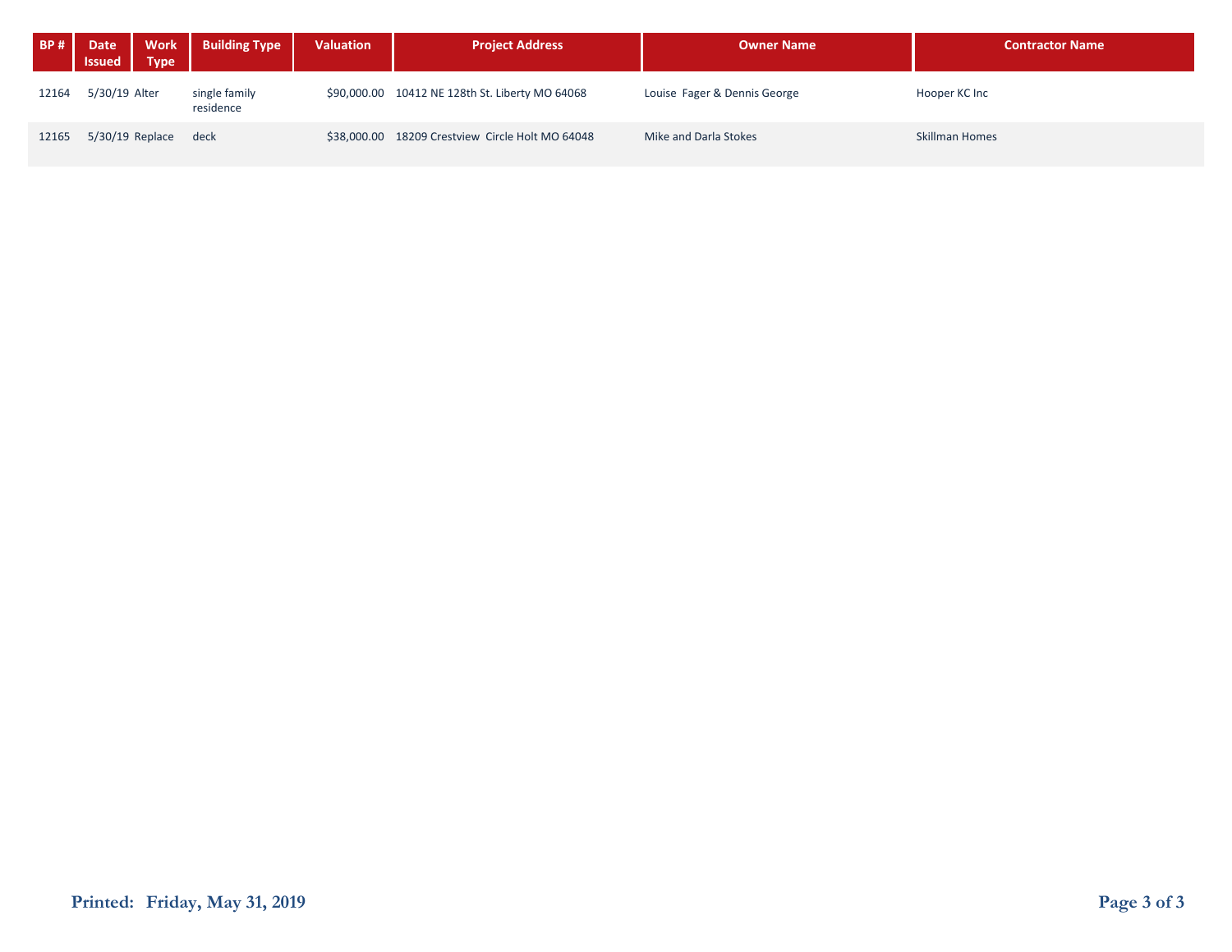| BP # | Date Issued | Work Type | Building Type | Valuation | Project Address | Owner Name | Contractor Name |
|---|---|---|---|---|---|---|---|
| 12164 | 5/30/19 | Alter | single family residence | $90,000.00 | 10412 NE 128th St. Liberty MO 64068 | Louise  Fager & Dennis George | Hooper KC Inc |
| 12165 | 5/30/19 | Replace | deck | $38,000.00 | 18209 Crestview  Circle Holt MO 64048 | Mike and Darla Stokes | Skillman Homes |

**Printed: Friday, May 31, 2019**